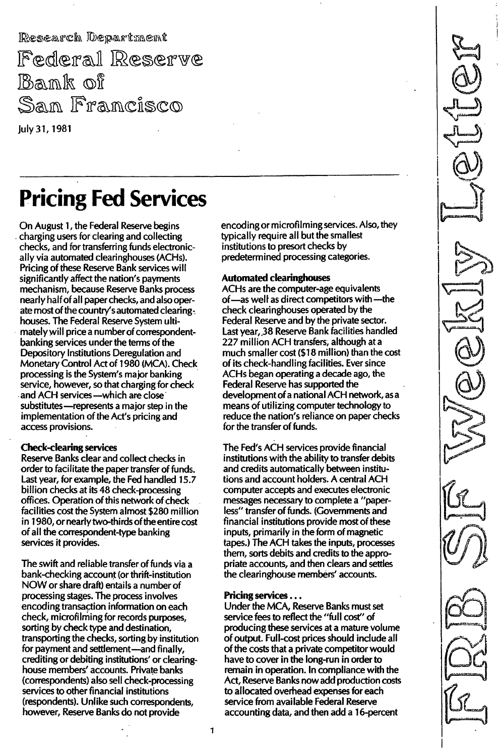Research Department
Federal Reserve Bank of San Francisco

July 31, 1981

# Pricing Fed Services

On August 1, the Federal Reserve begins charging users for clearing and collecting checks, and for transferring funds electronically via automated clearinghouses (ACHs). Pricing of these Reserve Bank services will significantly affect the nation's payments mechanism, because Reserve Banks process nearly half of all paper checks, and also operate most of the country's automated clearinghouses. The Federal Reserve System ultimately will price a number of correspondent-banking services under the terms of the Depository Institutions Deregulation and Monetary Control Act of 1980 (MCA). Check processing is the System's major banking service, however, so that charging for check and ACH services—which are close substitutes—represents a major step in the implementation of the Act's pricing and access provisions.

**Check-clearing services**

Reserve Banks clear and collect checks in order to facilitate the paper transfer of funds. Last year, for example, the Fed handled 15.7 billion checks at its 48 check-processing offices. Operation of this network of check facilities cost the System almost $280 million in 1980, or nearly two-thirds of the entire cost of all the correspondent-type banking services it provides.

The swift and reliable transfer of funds via a bank-checking account (or thrift-institution NOW or share draft) entails a number of processing stages. The process involves encoding transaction information on each check, microfilming for records purposes, sorting by check type and destination, transporting the checks, sorting by institution for payment and settlement—and finally, crediting or debiting institutions' or clearinghouse members' accounts. Private banks (correspondents) also sell check-processing services to other financial institutions (respondents). Unlike such correspondents, however, Reserve Banks do not provide encoding or microfilming services. Also, they typically require all but the smallest institutions to presort checks by predetermined processing categories.

**Automated clearinghouses**

ACHs are the computer-age equivalents of—as well as direct competitors with—the check clearinghouses operated by the Federal Reserve and by the private sector. Last year, 38 Reserve Bank facilities handled 227 million ACH transfers, although at a much smaller cost ($18 million) than the cost of its check-handling facilities. Ever since ACHs began operating a decade ago, the Federal Reserve has supported the development of a national ACH network, as a means of utilizing computer technology to reduce the nation's reliance on paper checks for the transfer of funds.

The Fed's ACH services provide financial institutions with the ability to transfer debits and credits automatically between institutions and account holders. A central ACH computer accepts and executes electronic messages necessary to complete a "paperless" transfer of funds. (Governments and financial institutions provide most of these inputs, primarily in the form of magnetic tapes.) The ACH takes the inputs, processes them, sorts debits and credits to the appropriate accounts, and then clears and settles the clearinghouse members' accounts.

**Pricing services . . .**

Under the MCA, Reserve Banks must set service fees to reflect the "full cost" of producing these services at a mature volume of output. Full-cost prices should include all of the costs that a private competitor would have to cover in the long-run in order to remain in operation. In compliance with the Act, Reserve Banks now add production costs to allocated overhead expenses for each service from available Federal Reserve accounting data, and then add a 16-percent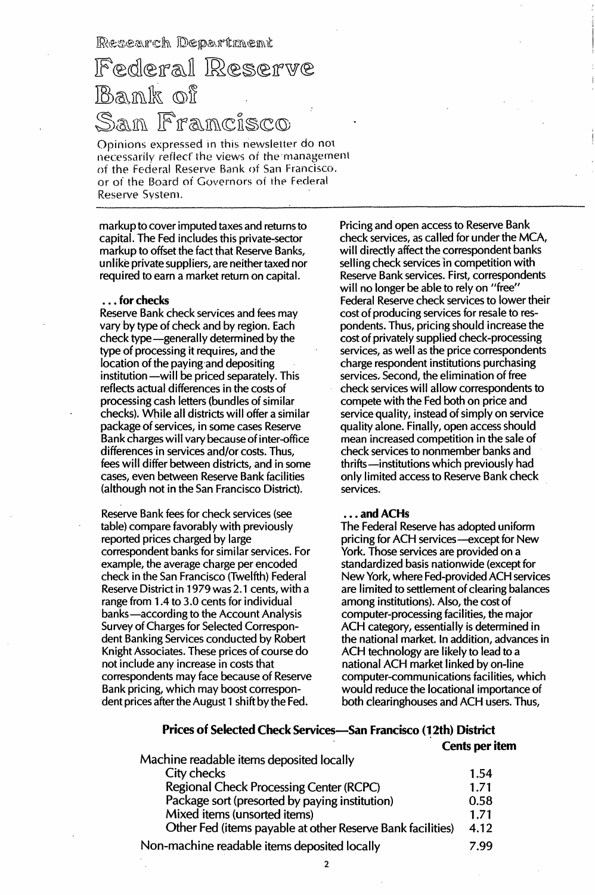Research Department

# Federal Reserve Bank of San Francisco

Opinions expressed in this newsletter do not necessarily reflect the views of the management of the Federal Reserve Bank of San Francisco, or of the Board of Governors of the Federal Reserve System.

---

markup to cover imputed taxes and returns to capital. The Fed includes this private-sector markup to offset the fact that Reserve Banks, unlike private suppliers, are neither taxed nor required to earn a market return on capital.

### . . . for checks

Reserve Bank check services and fees may vary by type of check and by region. Each check type—generally determined by the type of processing it requires, and the location of the paying and depositing institution—will be priced separately. This reflects actual differences in the costs of processing cash letters (bundles of similar checks). While all districts will offer a similar package of services, in some cases Reserve Bank charges will vary because of inter-office differences in services and/or costs. Thus, fees will differ between districts, and in some cases, even between Reserve Bank facilities (although not in the San Francisco District).

Reserve Bank fees for check services (see table) compare favorably with previously reported prices charged by large correspondent banks for similar services. For example, the average charge per encoded check in the San Francisco (Twelfth) Federal Reserve District in 1979 was 2.1 cents, with a range from 1.4 to 3.0 cents for individual banks—according to the Account Analysis Survey of Charges for Selected Correspondent Banking Services conducted by Robert Knight Associates. These prices of course do not include any increase in costs that correspondents may face because of Reserve Bank pricing, which may boost correspondent prices after the August 1 shift by the Fed.

Pricing and open access to Reserve Bank check services, as called for under the MCA, will directly affect the correspondent banks selling check services in competition with Reserve Bank services. First, correspondents will no longer be able to rely on "free" Federal Reserve check services to lower their cost of producing services for resale to respondents. Thus, pricing should increase the cost of privately supplied check-processing services, as well as the price correspondents charge respondent institutions purchasing services. Second, the elimination of free check services will allow correspondents to compete with the Fed both on price and service quality, instead of simply on service quality alone. Finally, open access should mean increased competition in the sale of check services to nonmember banks and thrifts—institutions which previously had only limited access to Reserve Bank check services.

### . . . and ACHs

The Federal Reserve has adopted uniform pricing for ACH services—except for New York. Those services are provided on a standardized basis nationwide (except for New York, where Fed-provided ACH services are limited to settlement of clearing balances among institutions). Also, the cost of computer-processing facilities, the major ACH category, essentially is determined in the national market. In addition, advances in ACH technology are likely to lead to a national ACH market linked by on-line computer-communications facilities, which would reduce the locational importance of both clearinghouses and ACH users. Thus,

**Prices of Selected Check Services—San Francisco (12th) District**

| | Cents per item |
|---|---|
| Machine readable items deposited locally | |
| City checks | 1.54 |
| Regional Check Processing Center (RCPC) | 1.71 |
| Package sort (presorted by paying institution) | 0.58 |
| Mixed items (unsorted items) | 1.71 |
| Other Fed (items payable at other Reserve Bank facilities) | 4.12 |
| Non-machine readable items deposited locally | 7.99 |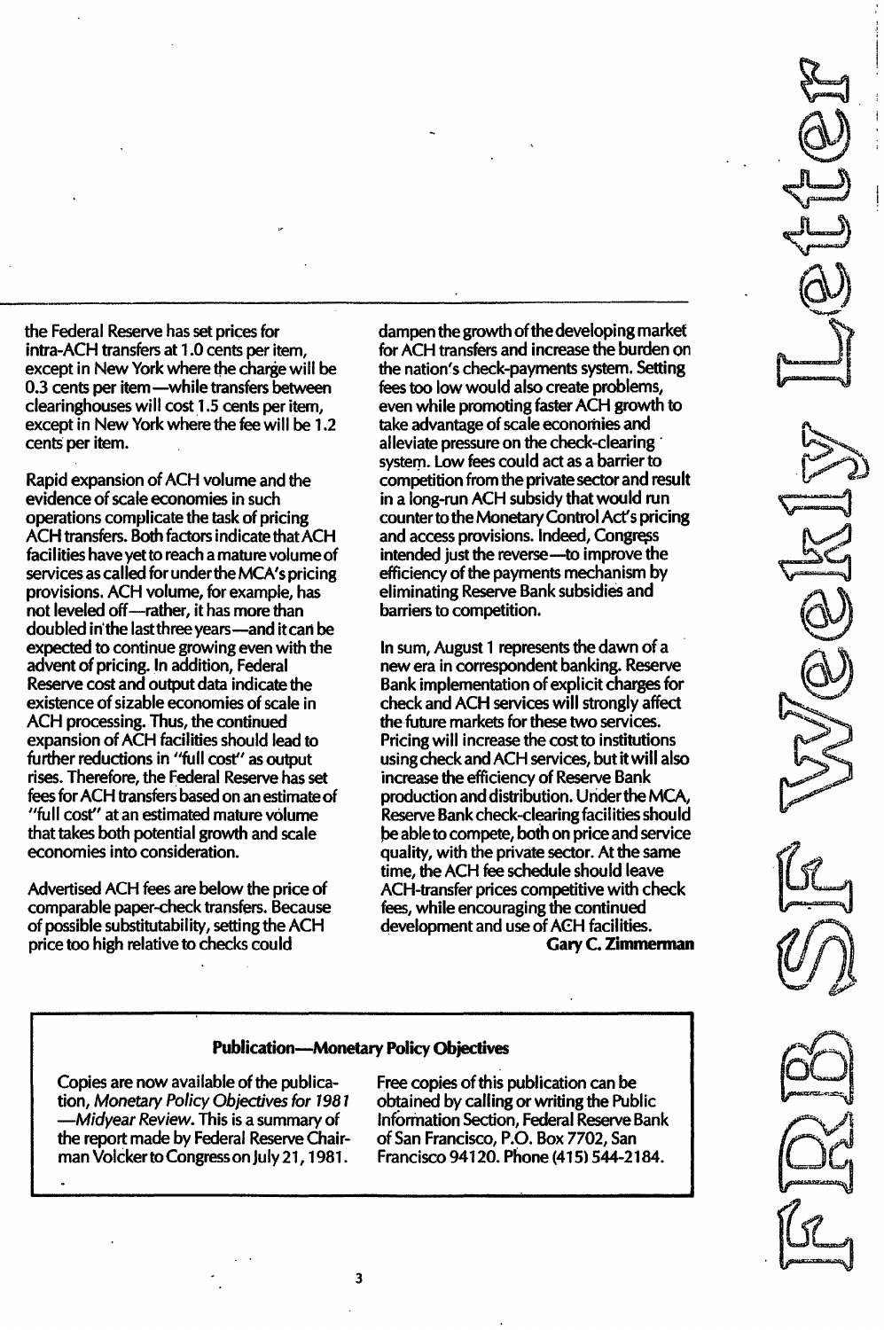the Federal Reserve has set prices for intra-ACH transfers at 1.0 cents per item, except in New York where the charge will be 0.3 cents per item—while transfers between clearinghouses will cost 1.5 cents per item, except in New York where the fee will be 1.2 cents per item.

Rapid expansion of ACH volume and the evidence of scale economies in such operations complicate the task of pricing ACH transfers. Both factors indicate that ACH facilities have yet to reach a mature volume of services as called for under the MCA's pricing provisions. ACH volume, for example, has not leveled off—rather, it has more than doubled in the last three years—and it can be expected to continue growing even with the advent of pricing. In addition, Federal Reserve cost and output data indicate the existence of sizable economies of scale in ACH processing. Thus, the continued expansion of ACH facilities should lead to further reductions in "full cost" as output rises. Therefore, the Federal Reserve has set fees for ACH transfers based on an estimate of "full cost" at an estimated mature volume that takes both potential growth and scale economies into consideration.

Advertised ACH fees are below the price of comparable paper-check transfers. Because of possible substitutability, setting the ACH price too high relative to checks could dampen the growth of the developing market for ACH transfers and increase the burden on the nation's check-payments system. Setting fees too low would also create problems, even while promoting faster ACH growth to take advantage of scale economies and alleviate pressure on the check-clearing system. Low fees could act as a barrier to competition from the private sector and result in a long-run ACH subsidy that would run counter to the Monetary Control Act's pricing and access provisions. Indeed, Congress intended just the reverse—to improve the efficiency of the payments mechanism by eliminating Reserve Bank subsidies and barriers to competition.

In sum, August 1 represents the dawn of a new era in correspondent banking. Reserve Bank implementation of explicit charges for check and ACH services will strongly affect the future markets for these two services. Pricing will increase the cost to institutions using check and ACH services, but it will also increase the efficiency of Reserve Bank production and distribution. Under the MCA, Reserve Bank check-clearing facilities should be able to compete, both on price and service quality, with the private sector. At the same time, the ACH fee schedule should leave ACH-transfer prices competitive with check fees, while encouraging the continued development and use of ACH facilities.

**Gary C. Zimmerman**

---

**Publication—Monetary Policy Objectives**

Copies are now available of the publication, *Monetary Policy Objectives for 1981 —Midyear Review*. This is a summary of the report made by Federal Reserve Chairman Volcker to Congress on July 21, 1981. Free copies of this publication can be obtained by calling or writing the Public Information Section, Federal Reserve Bank of San Francisco, P.O. Box 7702, San Francisco 94120. Phone (415) 544-2184.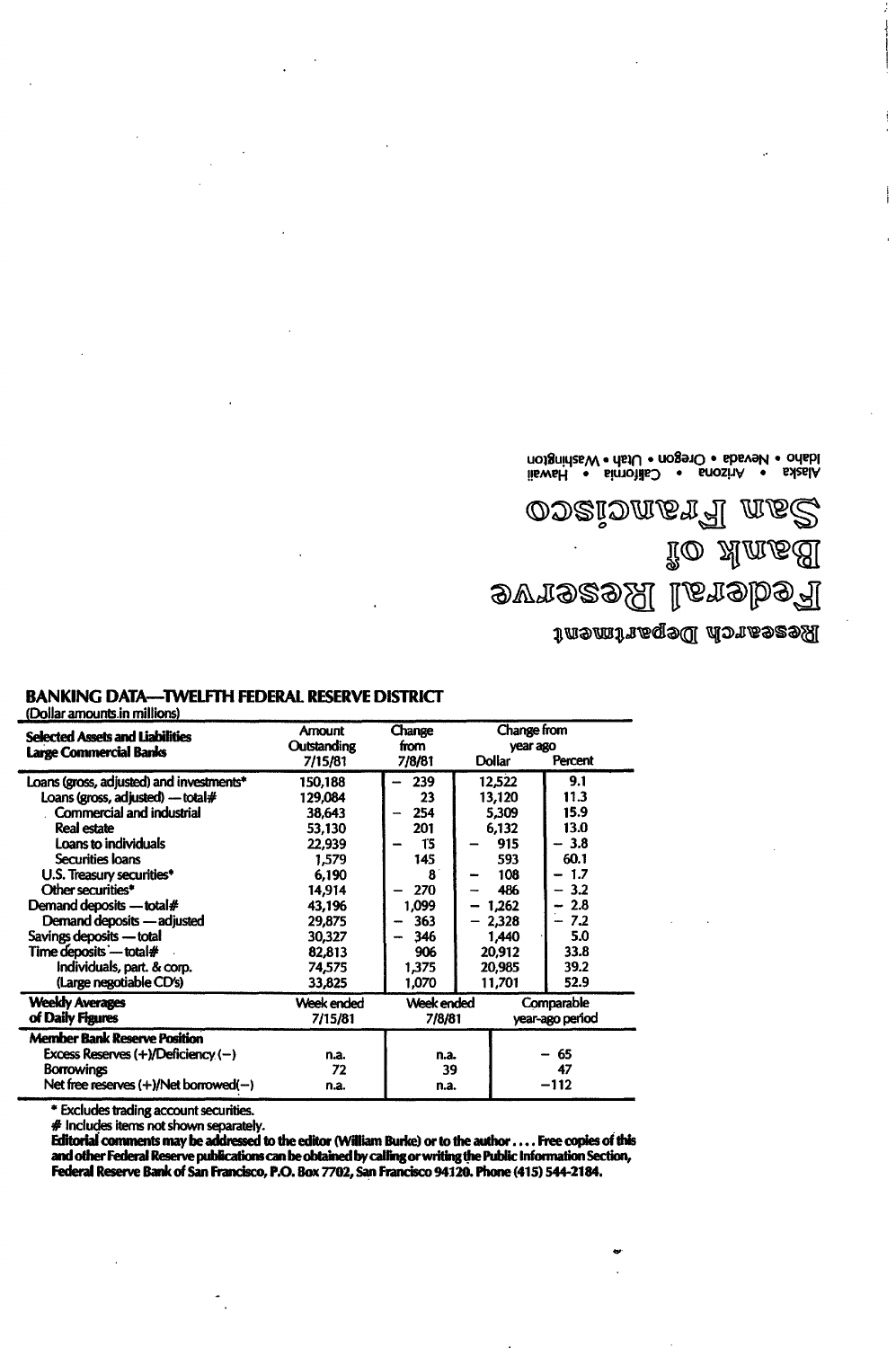Research Department

Federal Reserve Bank of San Francisco

Alaska • Arizona • California • Hawaii
Idaho • Nevada • Oregon • Utah • Washington

## BANKING DATA—TWELFTH FEDERAL RESERVE DISTRICT

(Dollar amounts in millions)

| Selected Assets and Liabilities Large Commercial Banks | Amount Outstanding 7/15/81 | Change from 7/8/81 | Change from year ago | |
|---|---|---|---|---|
| | | | Dollar | Percent |
| Loans (gross, adjusted) and investments* | 150,188 | − 239 | 12,522 | 9.1 |
| Loans (gross, adjusted) — total# | 129,084 | 23 | 13,120 | 11.3 |
| Commercial and industrial | 38,643 | − 254 | 5,309 | 15.9 |
| Real estate | 53,130 | 201 | 6,132 | 13.0 |
| Loans to individuals | 22,939 | − 15 | − 915 | − 3.8 |
| Securities loans | 1,579 | 145 | 593 | 60.1 |
| U.S. Treasury securities* | 6,190 | 8 | − 108 | − 1.7 |
| Other securities* | 14,914 | − 270 | − 486 | − 3.2 |
| Demand deposits — total# | 43,196 | 1,099 | − 1,262 | − 2.8 |
| Demand deposits — adjusted | 29,875 | − 363 | − 2,328 | − 7.2 |
| Savings deposits — total | 30,327 | − 346 | 1,440 | 5.0 |
| Time deposits — total# | 82,813 | 906 | 20,912 | 33.8 |
| Individuals, part. & corp. | 74,575 | 1,375 | 20,985 | 39.2 |
| (Large negotiable CD's) | 33,825 | 1,070 | 11,701 | 52.9 |
| **Weekly Averages of Daily Figures** | **Week ended 7/15/81** | **Week ended 7/8/81** | **Comparable year-ago period** | |
| **Member Bank Reserve Position** | | | | |
| Excess Reserves (+)/Deficiency (−) | n.a. | n.a. | − 65 | |
| Borrowings | 72 | 39 | 47 | |
| Net free reserves (+)/Net borrowed(−) | n.a. | n.a. | −112 | |

\* Excludes trading account securities.

\# Includes items not shown separately.

**Editorial comments may be addressed to the editor (William Burke) or to the author.... Free copies of this and other Federal Reserve publications can be obtained by calling or writing the Public Information Section, Federal Reserve Bank of San Francisco, P.O. Box 7702, San Francisco 94120. Phone (415) 544-2184.**